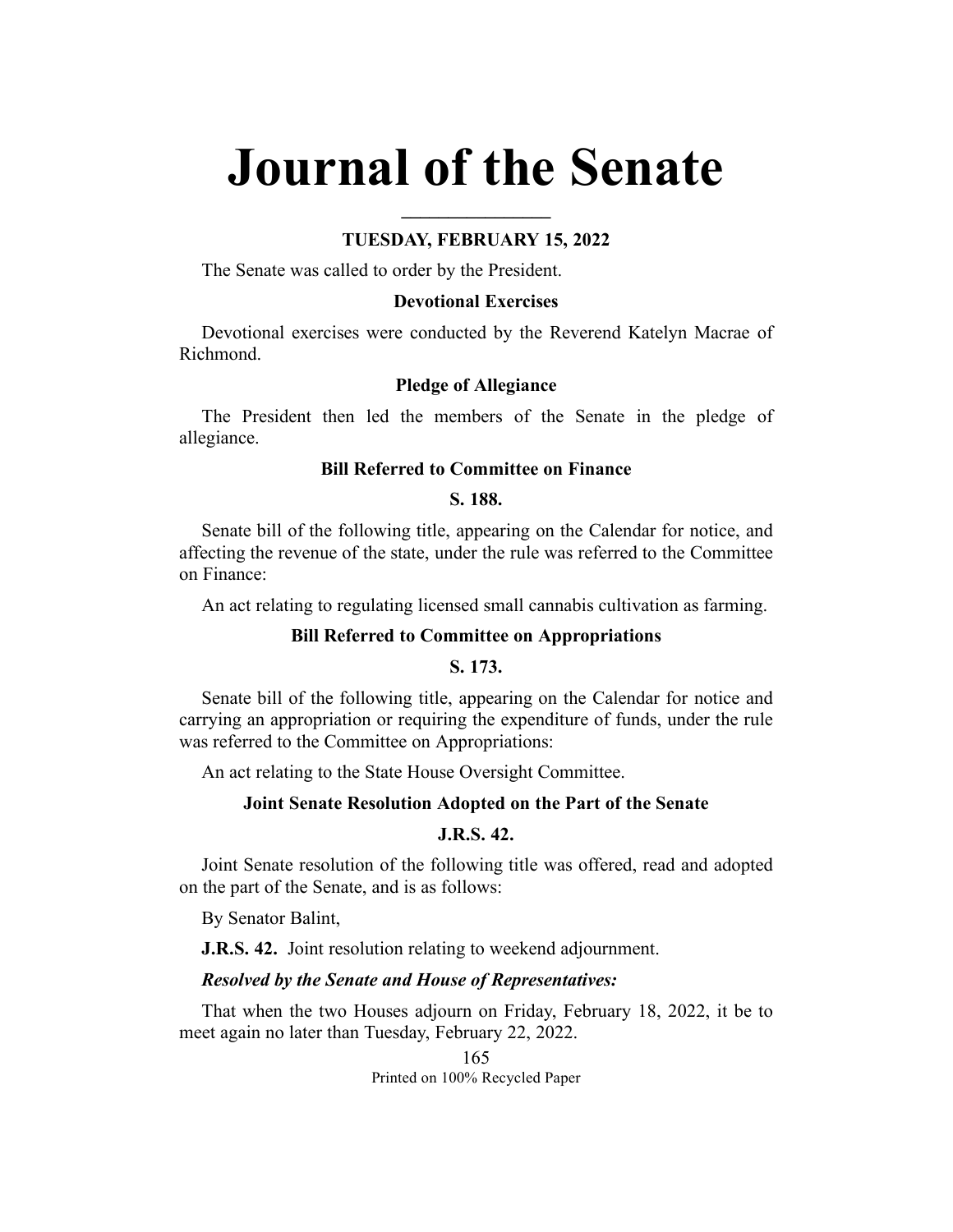# Journal of the Senate

**TUESDAY, FEBRUARY 15, 2022**

The Senate was called to order by the President.

### Devotional Exercises

Devotional exercises were conducted by the Reverend Katelyn Macrae of Richmond.

### Pledge of Allegiance

The President then led the members of the Senate in the pledge of allegiance.

### Bill Referred to Committee on Finance

**S. 188.**

Senate bill of the following title, appearing on the Calendar for notice, and affecting the revenue of the state, under the rule was referred to the Committee on Finance:

An act relating to regulating licensed small cannabis cultivation as farming.

### Bill Referred to Committee on Appropriations

**S. 173.**

Senate bill of the following title, appearing on the Calendar for notice and carrying an appropriation or requiring the expenditure of funds, under the rule was referred to the Committee on Appropriations:

An act relating to the State House Oversight Committee.

### Joint Senate Resolution Adopted on the Part of the Senate

**J.R.S. 42.**

Joint Senate resolution of the following title was offered, read and adopted on the part of the Senate, and is as follows:

By Senator Balint,

**J.R.S. 42.** Joint resolution relating to weekend adjournment.

***Resolved by the Senate and House of Representatives:***

That when the two Houses adjourn on Friday, February 18, 2022, it be to meet again no later than Tuesday, February 22, 2022.

Printed on 100% Recycled Paper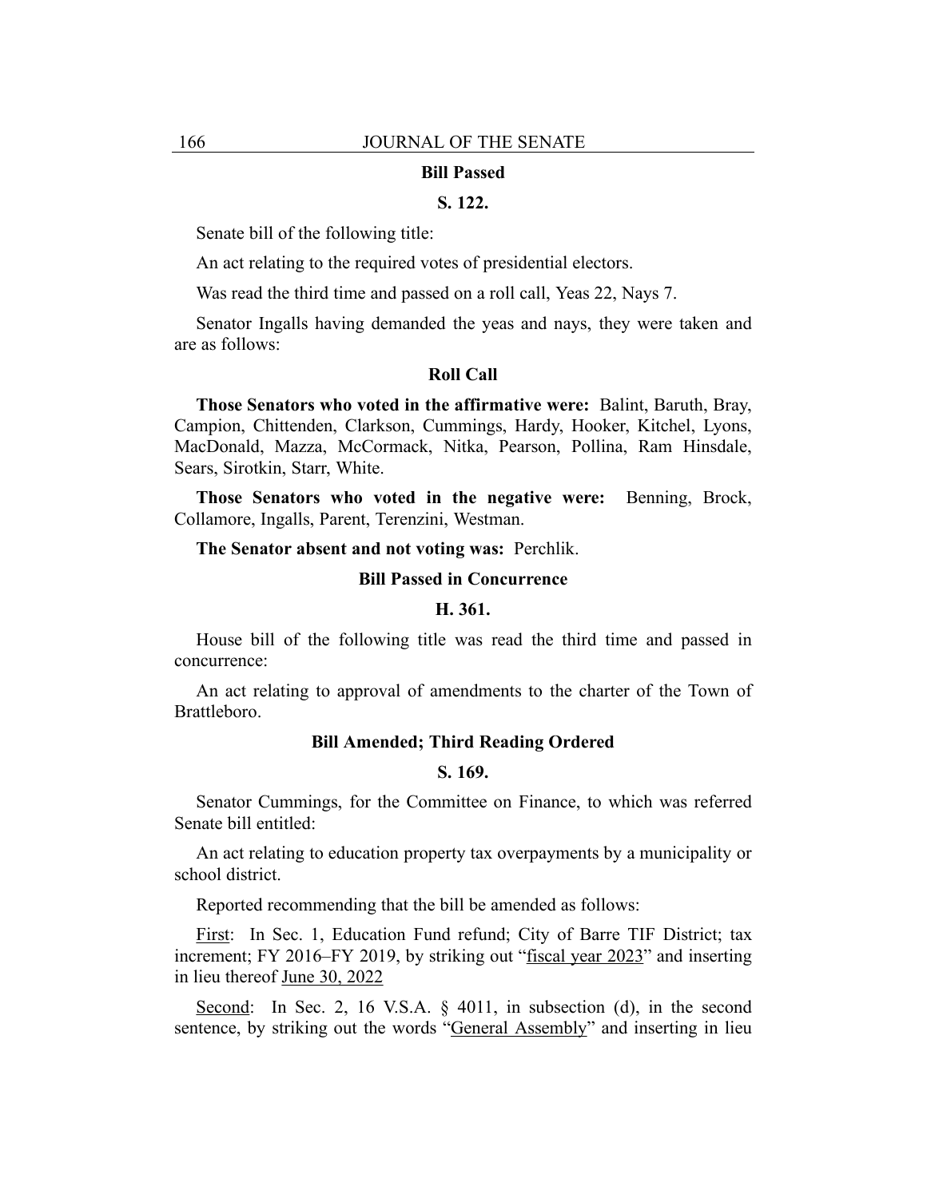**Bill Passed**

**S. 122.**

Senate bill of the following title:

An act relating to the required votes of presidential electors.

Was read the third time and passed on a roll call, Yeas 22, Nays 7.

Senator Ingalls having demanded the yeas and nays, they were taken and are as follows:

**Roll Call**

**Those Senators who voted in the affirmative were:** Balint, Baruth, Bray, Campion, Chittenden, Clarkson, Cummings, Hardy, Hooker, Kitchel, Lyons, MacDonald, Mazza, McCormack, Nitka, Pearson, Pollina, Ram Hinsdale, Sears, Sirotkin, Starr, White.

**Those Senators who voted in the negative were:** Benning, Brock, Collamore, Ingalls, Parent, Terenzini, Westman.

**The Senator absent and not voting was:** Perchlik.

**Bill Passed in Concurrence**

**H. 361.**

House bill of the following title was read the third time and passed in concurrence:

An act relating to approval of amendments to the charter of the Town of Brattleboro.

**Bill Amended; Third Reading Ordered**

**S. 169.**

Senator Cummings, for the Committee on Finance, to which was referred Senate bill entitled:

An act relating to education property tax overpayments by a municipality or school district.

Reported recommending that the bill be amended as follows:

First: In Sec. 1, Education Fund refund; City of Barre TIF District; tax increment; FY 2016–FY 2019, by striking out "fiscal year 2023" and inserting in lieu thereof June 30, 2022

Second: In Sec. 2, 16 V.S.A. § 4011, in subsection (d), in the second sentence, by striking out the words "General Assembly" and inserting in lieu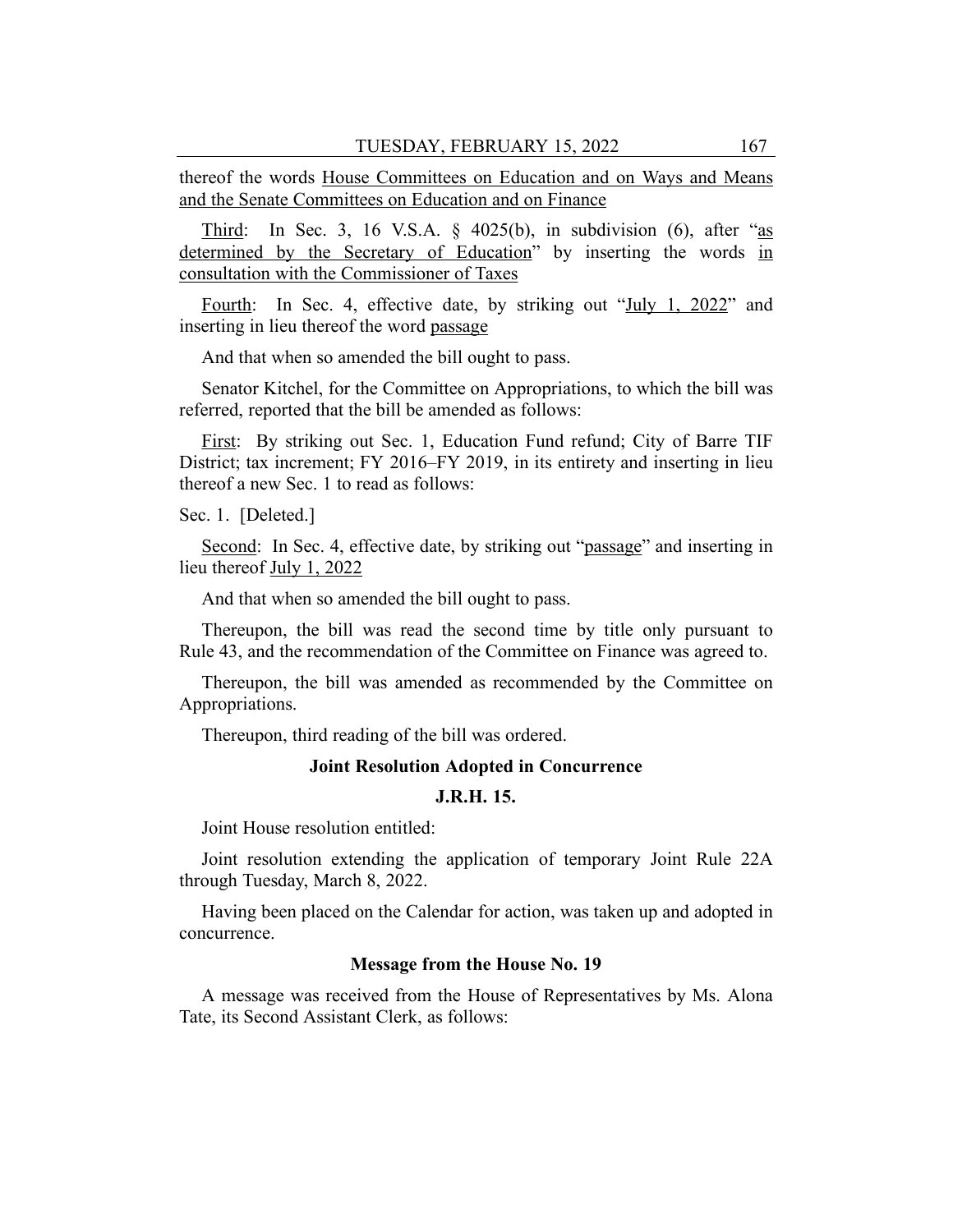thereof the words House Committees on Education and on Ways and Means and the Senate Committees on Education and on Finance

Third: In Sec. 3, 16 V.S.A. § 4025(b), in subdivision (6), after "as determined by the Secretary of Education" by inserting the words in consultation with the Commissioner of Taxes

Fourth: In Sec. 4, effective date, by striking out "July 1, 2022" and inserting in lieu thereof the word passage

And that when so amended the bill ought to pass.

Senator Kitchel, for the Committee on Appropriations, to which the bill was referred, reported that the bill be amended as follows:

First: By striking out Sec. 1, Education Fund refund; City of Barre TIF District; tax increment; FY 2016–FY 2019, in its entirety and inserting in lieu thereof a new Sec. 1 to read as follows:

Sec. 1. [Deleted.]

Second: In Sec. 4, effective date, by striking out "passage" and inserting in lieu thereof July 1, 2022

And that when so amended the bill ought to pass.

Thereupon, the bill was read the second time by title only pursuant to Rule 43, and the recommendation of the Committee on Finance was agreed to.

Thereupon, the bill was amended as recommended by the Committee on Appropriations.

Thereupon, third reading of the bill was ordered.

**Joint Resolution Adopted in Concurrence**

**J.R.H. 15.**

Joint House resolution entitled:

Joint resolution extending the application of temporary Joint Rule 22A through Tuesday, March 8, 2022.

Having been placed on the Calendar for action, was taken up and adopted in concurrence.

**Message from the House No. 19**

A message was received from the House of Representatives by Ms. Alona Tate, its Second Assistant Clerk, as follows: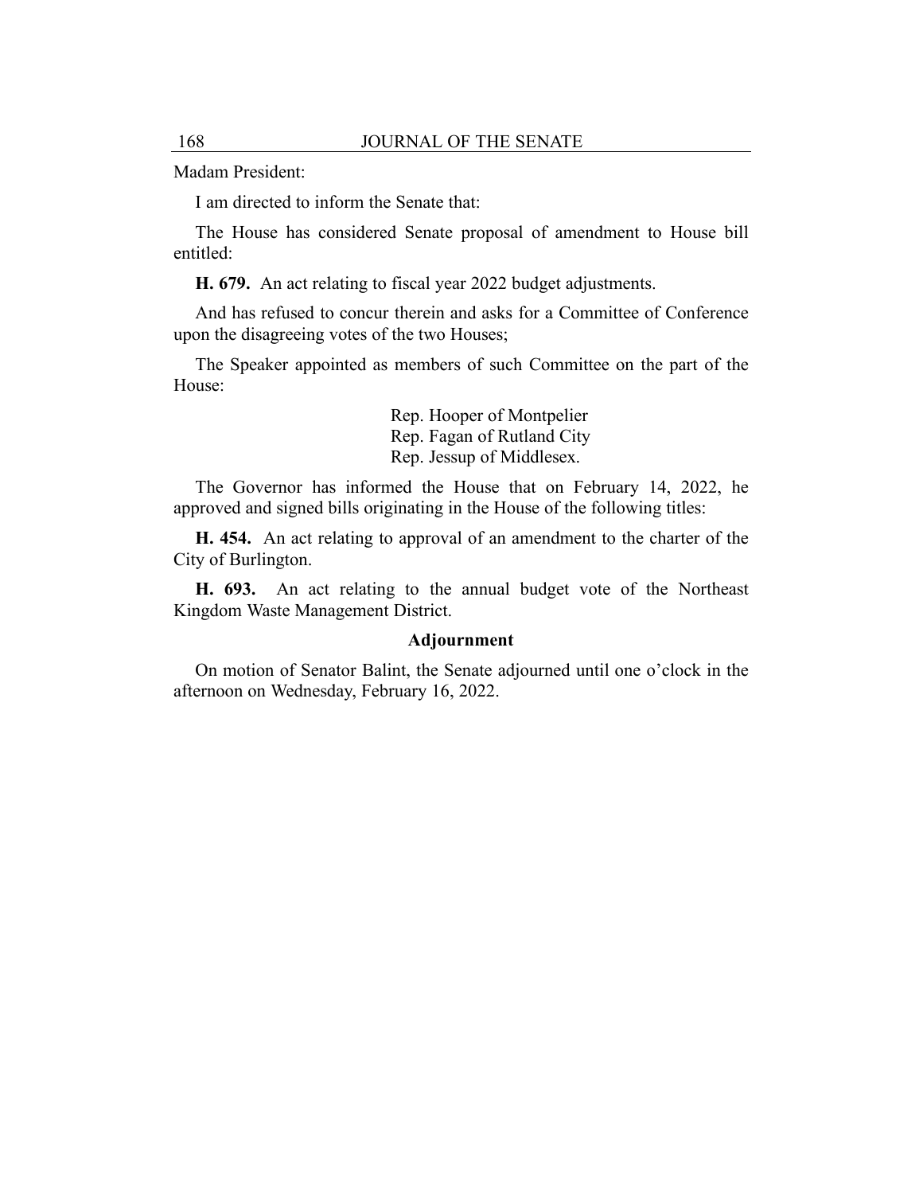Madam President:

I am directed to inform the Senate that:

The House has considered Senate proposal of amendment to House bill entitled:

**H. 679.** An act relating to fiscal year 2022 budget adjustments.

And has refused to concur therein and asks for a Committee of Conference upon the disagreeing votes of the two Houses;

The Speaker appointed as members of such Committee on the part of the House:

Rep. Hooper of Montpelier
Rep. Fagan of Rutland City
Rep. Jessup of Middlesex.

The Governor has informed the House that on February 14, 2022, he approved and signed bills originating in the House of the following titles:

**H. 454.** An act relating to approval of an amendment to the charter of the City of Burlington.

**H. 693.** An act relating to the annual budget vote of the Northeast Kingdom Waste Management District.

### Adjournment

On motion of Senator Balint, the Senate adjourned until one o'clock in the afternoon on Wednesday, February 16, 2022.